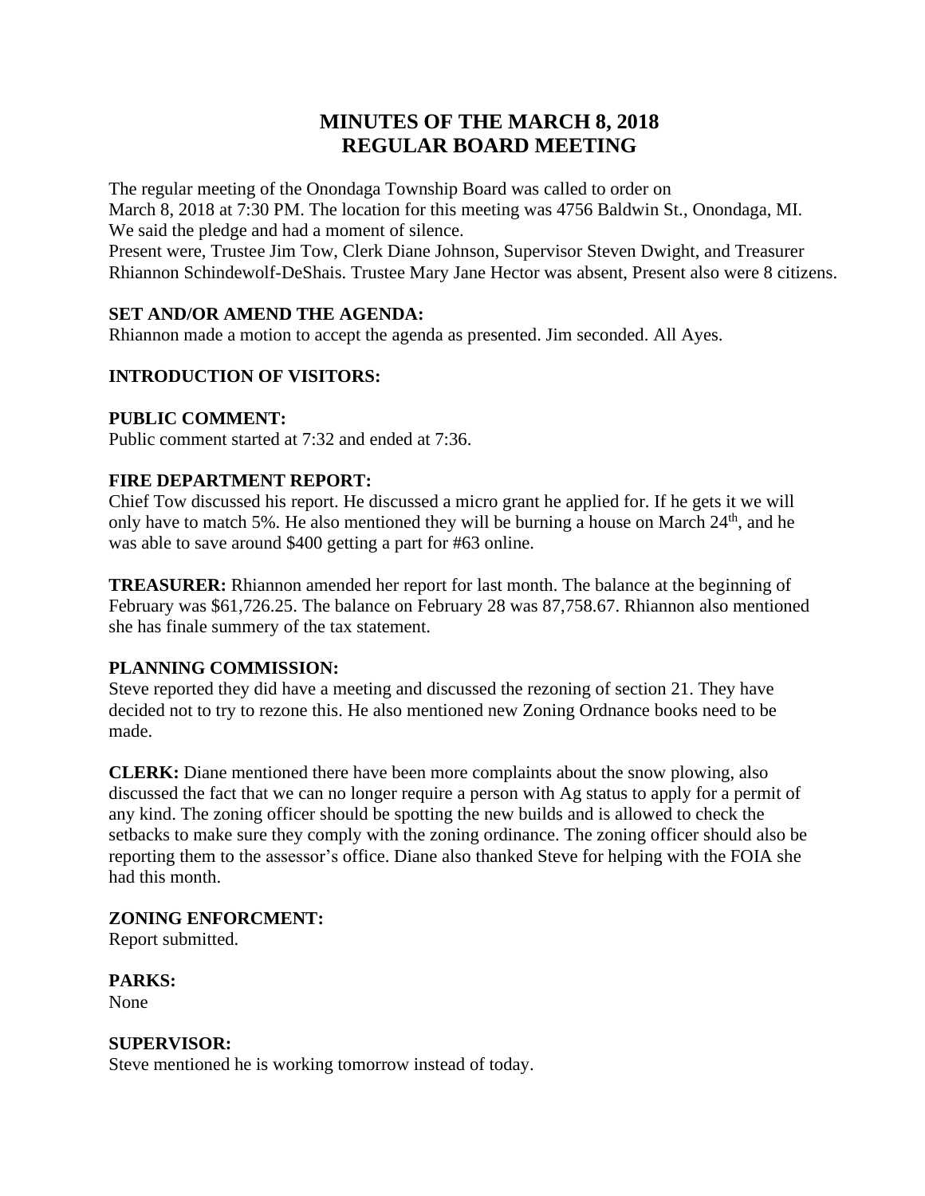# MINUTES OF THE MARCH 8, 2018
# REGULAR BOARD MEETING

The regular meeting of the Onondaga Township Board was called to order on March 8, 2018 at 7:30 PM. The location for this meeting was 4756 Baldwin St., Onondaga, MI. We said the pledge and had a moment of silence.
Present were, Trustee Jim Tow, Clerk Diane Johnson, Supervisor Steven Dwight, and Treasurer Rhiannon Schindewolf-DeShais. Trustee Mary Jane Hector was absent, Present also were 8 citizens.

**SET AND/OR AMEND THE AGENDA:**
Rhiannon made a motion to accept the agenda as presented. Jim seconded. All Ayes.

**INTRODUCTION OF VISITORS:**

**PUBLIC COMMENT:**
Public comment started at 7:32 and ended at 7:36.

**FIRE DEPARTMENT REPORT:**
Chief Tow discussed his report. He discussed a micro grant he applied for. If he gets it we will only have to match 5%. He also mentioned they will be burning a house on March 24th, and he was able to save around $400 getting a part for #63 online.

**TREASURER:** Rhiannon amended her report for last month. The balance at the beginning of February was $61,726.25. The balance on February 28 was 87,758.67. Rhiannon also mentioned she has finale summery of the tax statement.

**PLANNING COMMISSION:**
Steve reported they did have a meeting and discussed the rezoning of section 21. They have decided not to try to rezone this. He also mentioned new Zoning Ordnance books need to be made.

**CLERK:** Diane mentioned there have been more complaints about the snow plowing, also discussed the fact that we can no longer require a person with Ag status to apply for a permit of any kind. The zoning officer should be spotting the new builds and is allowed to check the setbacks to make sure they comply with the zoning ordinance. The zoning officer should also be reporting them to the assessor's office. Diane also thanked Steve for helping with the FOIA she had this month.

**ZONING ENFORCMENT:**
Report submitted.

**PARKS:**
None

**SUPERVISOR:**
Steve mentioned he is working tomorrow instead of today.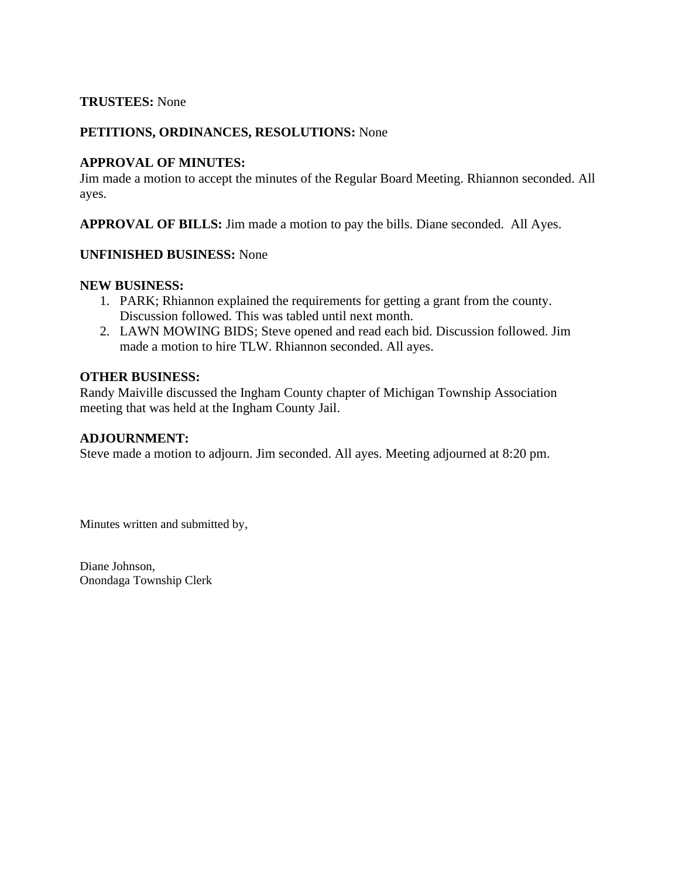**TRUSTEES:** None

**PETITIONS, ORDINANCES, RESOLUTIONS:** None

**APPROVAL OF MINUTES:**
Jim made a motion to accept the minutes of the Regular Board Meeting. Rhiannon seconded. All ayes.

**APPROVAL OF BILLS:** Jim made a motion to pay the bills. Diane seconded. All Ayes.

**UNFINISHED BUSINESS:** None

**NEW BUSINESS:**

1. PARK; Rhiannon explained the requirements for getting a grant from the county. Discussion followed. This was tabled until next month.
2. LAWN MOWING BIDS; Steve opened and read each bid. Discussion followed. Jim made a motion to hire TLW. Rhiannon seconded. All ayes.

**OTHER BUSINESS:**
Randy Maiville discussed the Ingham County chapter of Michigan Township Association meeting that was held at the Ingham County Jail.

**ADJOURNMENT:**
Steve made a motion to adjourn. Jim seconded. All ayes. Meeting adjourned at 8:20 pm.

Minutes written and submitted by,

Diane Johnson,
Onondaga Township Clerk